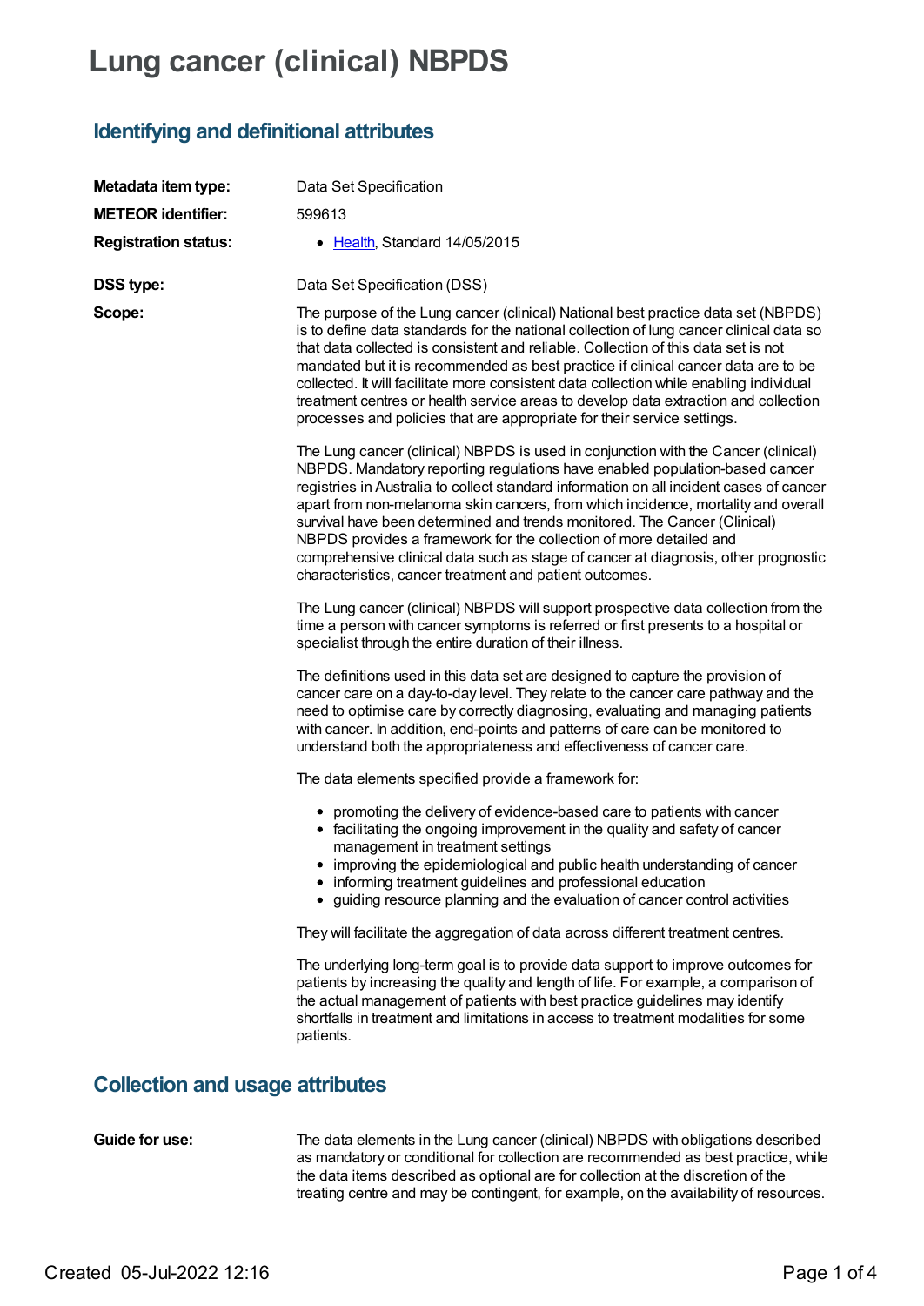# Lung cancer (clinical) NBPDS

## Identifying and definitional attributes

**Metadata item type:** Data Set Specification

**METEOR identifier:** 599613

**Registration status:**

- Health, Standard 14/05/2015

**DSS type:** Data Set Specification (DSS)

**Scope:**

The purpose of the Lung cancer (clinical) National best practice data set (NBPDS) is to define data standards for the national collection of lung cancer clinical data so that data collected is consistent and reliable. Collection of this data set is not mandated but it is recommended as best practice if clinical cancer data are to be collected. It will facilitate more consistent data collection while enabling individual treatment centres or health service areas to develop data extraction and collection processes and policies that are appropriate for their service settings.

The Lung cancer (clinical) NBPDS is used in conjunction with the Cancer (clinical) NBPDS. Mandatory reporting regulations have enabled population-based cancer registries in Australia to collect standard information on all incident cases of cancer apart from non-melanoma skin cancers, from which incidence, mortality and overall survival have been determined and trends monitored. The Cancer (Clinical) NBPDS provides a framework for the collection of more detailed and comprehensive clinical data such as stage of cancer at diagnosis, other prognostic characteristics, cancer treatment and patient outcomes.

The Lung cancer (clinical) NBPDS will support prospective data collection from the time a person with cancer symptoms is referred or first presents to a hospital or specialist through the entire duration of their illness.

The definitions used in this data set are designed to capture the provision of cancer care on a day-to-day level. They relate to the cancer care pathway and the need to optimise care by correctly diagnosing, evaluating and managing patients with cancer. In addition, end-points and patterns of care can be monitored to understand both the appropriateness and effectiveness of cancer care.

The data elements specified provide a framework for:

- promoting the delivery of evidence-based care to patients with cancer
- facilitating the ongoing improvement in the quality and safety of cancer management in treatment settings
- improving the epidemiological and public health understanding of cancer
- informing treatment guidelines and professional education
- guiding resource planning and the evaluation of cancer control activities

They will facilitate the aggregation of data across different treatment centres.

The underlying long-term goal is to provide data support to improve outcomes for patients by increasing the quality and length of life. For example, a comparison of the actual management of patients with best practice guidelines may identify shortfalls in treatment and limitations in access to treatment modalities for some patients.

## Collection and usage attributes

**Guide for use:**

The data elements in the Lung cancer (clinical) NBPDS with obligations described as mandatory or conditional for collection are recommended as best practice, while the data items described as optional are for collection at the discretion of the treating centre and may be contingent, for example, on the availability of resources.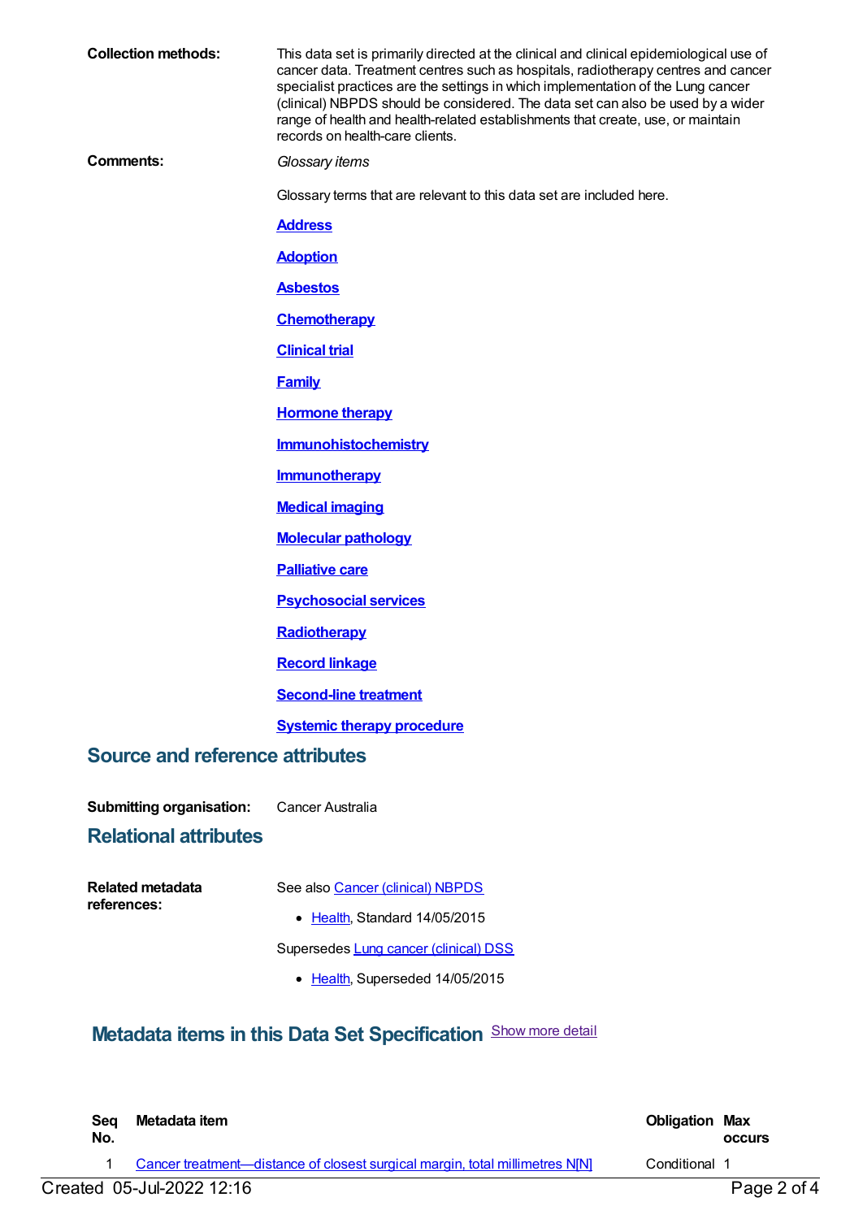**Collection methods:** This data set is primarily directed at the clinical and clinical epidemiological use of cancer data. Treatment centres such as hospitals, radiotherapy centres and cancer specialist practices are the settings in which implementation of the Lung cancer (clinical) NBPDS should be considered. The data set can also be used by a wider range of health and health-related establishments that create, use, or maintain records on health-care clients.

**Comments:** *Glossary items*

Glossary terms that are relevant to this data set are included here.

**Address**

**Adoption**

**Asbestos**

**Chemotherapy**

**Clinical trial**

**Family**

**Hormone therapy**

**Immunohistochemistry**

**Immunotherapy**

**Medical imaging**

**Molecular pathology**

**Palliative care**

**Psychosocial services**

**Radiotherapy**

**Record linkage**

**Second-line treatment**

**Systemic therapy procedure**

## Source and reference attributes

**Submitting organisation:** Cancer Australia

## Relational attributes

**Related metadata references:** See also Cancer (clinical) NBPDS

- Health, Standard 14/05/2015

Supersedes Lung cancer (clinical) DSS

- Health, Superseded 14/05/2015

## Metadata items in this Data Set Specification

Show more detail

| Seq No. | Metadata item | Obligation | Max occurs |
|---|---|---|---|
| 1 | Cancer treatment—distance of closest surgical margin, total millimetres N[N] | Conditional | 1 |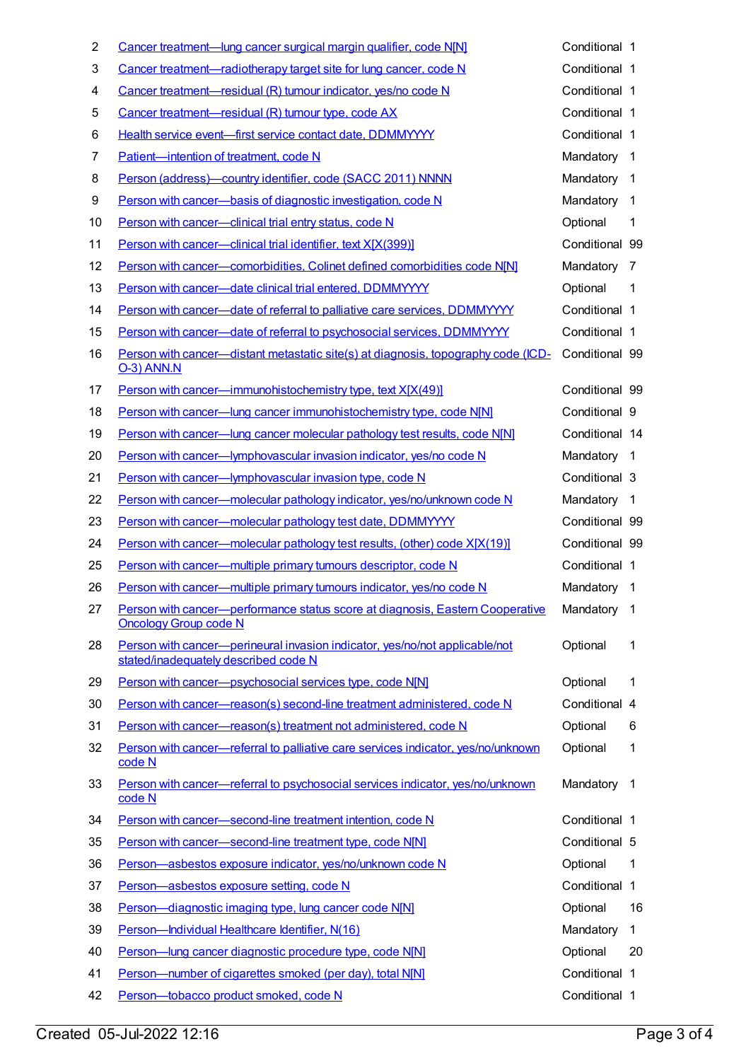| | | | |
|---|---|---|---|
| 2 | Cancer treatment—lung cancer surgical margin qualifier, code N[N] | Conditional | 1 |
| 3 | Cancer treatment—radiotherapy target site for lung cancer, code N | Conditional | 1 |
| 4 | Cancer treatment—residual (R) tumour indicator, yes/no code N | Conditional | 1 |
| 5 | Cancer treatment—residual (R) tumour type, code AX | Conditional | 1 |
| 6 | Health service event—first service contact date, DDMMYYYY | Conditional | 1 |
| 7 | Patient—intention of treatment, code N | Mandatory | 1 |
| 8 | Person (address)—country identifier, code (SACC 2011) NNNN | Mandatory | 1 |
| 9 | Person with cancer—basis of diagnostic investigation, code N | Mandatory | 1 |
| 10 | Person with cancer—clinical trial entry status, code N | Optional | 1 |
| 11 | Person with cancer—clinical trial identifier, text X[X(399)] | Conditional | 99 |
| 12 | Person with cancer—comorbidities, Colinet defined comorbidities code N[N] | Mandatory | 7 |
| 13 | Person with cancer—date clinical trial entered, DDMMYYYY | Optional | 1 |
| 14 | Person with cancer—date of referral to palliative care services, DDMMYYYY | Conditional | 1 |
| 15 | Person with cancer—date of referral to psychosocial services, DDMMYYYY | Conditional | 1 |
| 16 | Person with cancer—distant metastatic site(s) at diagnosis, topography code (ICD-O-3) ANN.N | Conditional | 99 |
| 17 | Person with cancer—immunohistochemistry type, text X[X(49)] | Conditional | 99 |
| 18 | Person with cancer—lung cancer immunohistochemistry type, code N[N] | Conditional | 9 |
| 19 | Person with cancer—lung cancer molecular pathology test results, code N[N] | Conditional | 14 |
| 20 | Person with cancer—lymphovascular invasion indicator, yes/no code N | Mandatory | 1 |
| 21 | Person with cancer—lymphovascular invasion type, code N | Conditional | 3 |
| 22 | Person with cancer—molecular pathology indicator, yes/no/unknown code N | Mandatory | 1 |
| 23 | Person with cancer—molecular pathology test date, DDMMYYYY | Conditional | 99 |
| 24 | Person with cancer—molecular pathology test results, (other) code X[X(19)] | Conditional | 99 |
| 25 | Person with cancer—multiple primary tumours descriptor, code N | Conditional | 1 |
| 26 | Person with cancer—multiple primary tumours indicator, yes/no code N | Mandatory | 1 |
| 27 | Person with cancer—performance status score at diagnosis, Eastern Cooperative Oncology Group code N | Mandatory | 1 |
| 28 | Person with cancer—perineural invasion indicator, yes/no/not applicable/not stated/inadequately described code N | Optional | 1 |
| 29 | Person with cancer—psychosocial services type, code N[N] | Optional | 1 |
| 30 | Person with cancer—reason(s) second-line treatment administered, code N | Conditional | 4 |
| 31 | Person with cancer—reason(s) treatment not administered, code N | Optional | 6 |
| 32 | Person with cancer—referral to palliative care services indicator, yes/no/unknown code N | Optional | 1 |
| 33 | Person with cancer—referral to psychosocial services indicator, yes/no/unknown code N | Mandatory | 1 |
| 34 | Person with cancer—second-line treatment intention, code N | Conditional | 1 |
| 35 | Person with cancer—second-line treatment type, code N[N] | Conditional | 5 |
| 36 | Person—asbestos exposure indicator, yes/no/unknown code N | Optional | 1 |
| 37 | Person—asbestos exposure setting, code N | Conditional | 1 |
| 38 | Person—diagnostic imaging type, lung cancer code N[N] | Optional | 16 |
| 39 | Person—Individual Healthcare Identifier, N(16) | Mandatory | 1 |
| 40 | Person—lung cancer diagnostic procedure type, code N[N] | Optional | 20 |
| 41 | Person—number of cigarettes smoked (per day), total N[N] | Conditional | 1 |
| 42 | Person—tobacco product smoked, code N | Conditional | 1 |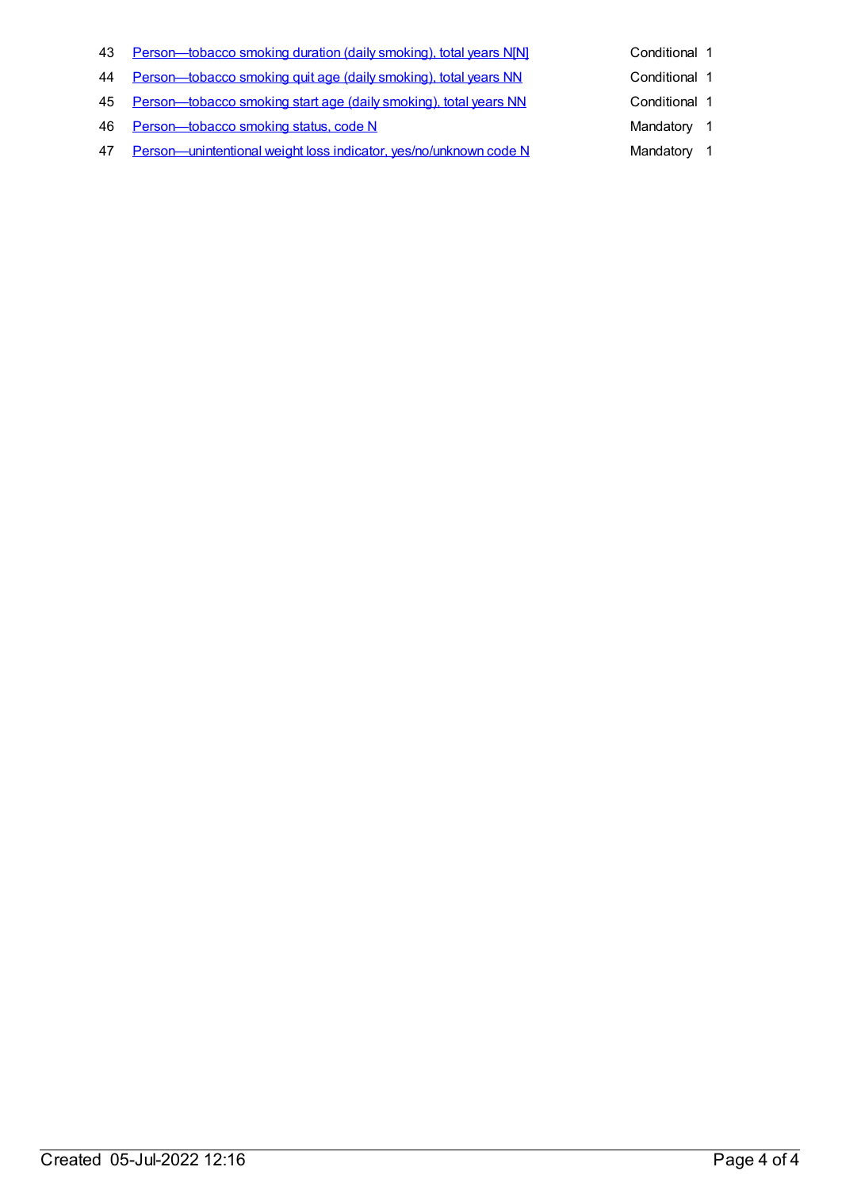| | | | |
|---|---|---|---|
| 43 | Person—tobacco smoking duration (daily smoking), total years N[N] | Conditional | 1 |
| 44 | Person—tobacco smoking quit age (daily smoking), total years NN | Conditional | 1 |
| 45 | Person—tobacco smoking start age (daily smoking), total years NN | Conditional | 1 |
| 46 | Person—tobacco smoking status, code N | Mandatory | 1 |
| 47 | Person—unintentional weight loss indicator, yes/no/unknown code N | Mandatory | 1 |